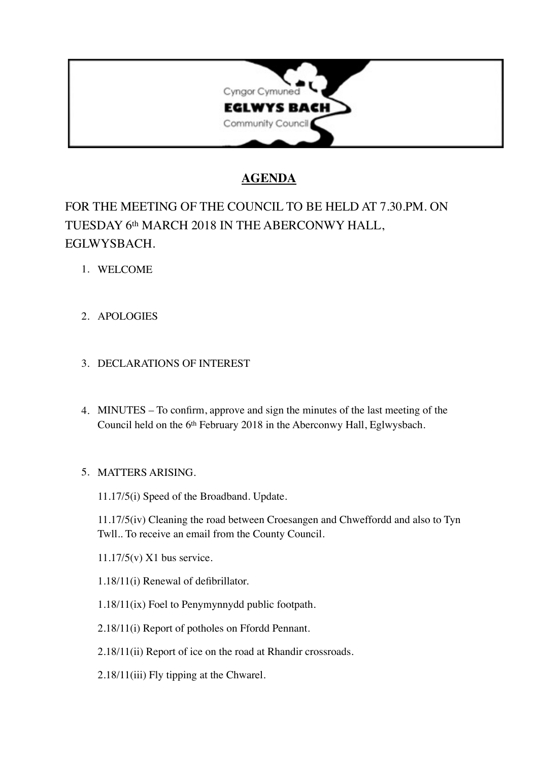Cyngor Cymuned

**EGLWYS BACH**

Community Council

# AGENDA

FOR THE MEETING OF THE COUNCIL TO BE HELD AT 7.30.PM. ON TUESDAY 6th MARCH 2018 IN THE ABERCONWY HALL, EGLWYSBACH.

1. WELCOME

2. APOLOGIES

3. DECLARATIONS OF INTEREST

4. MINUTES – To confirm, approve and sign the minutes of the last meeting of the Council held on the 6th February 2018 in the Aberconwy Hall, Eglwysbach.

5. MATTERS ARISING.

   11.17/5(i) Speed of the Broadband. Update.

   11.17/5(iv) Cleaning the road between Croesangen and Chweffordd and also to Tyn Twll.. To receive an email from the County Council.

   11.17/5(v) X1 bus service.

   1.18/11(i) Renewal of defibrillator.

   1.18/11(ix) Foel to Penymynnydd public footpath.

   2.18/11(i) Report of potholes on Ffordd Pennant.

   2.18/11(ii) Report of ice on the road at Rhandir crossroads.

   2.18/11(iii) Fly tipping at the Chwarel.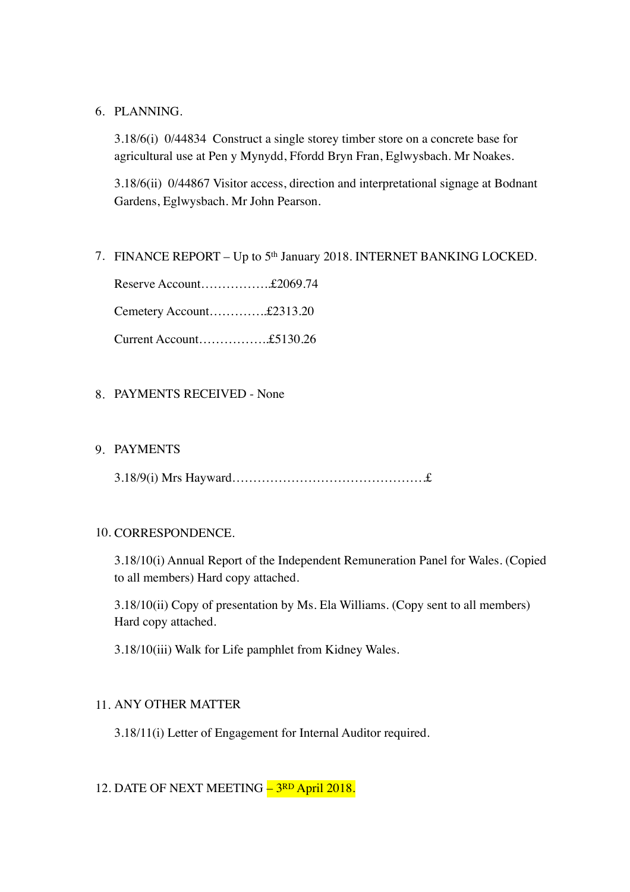6. PLANNING.

   3.18/6(i) 0/44834 Construct a single storey timber store on a concrete base for agricultural use at Pen y Mynydd, Ffordd Bryn Fran, Eglwysbach. Mr Noakes.

   3.18/6(ii) 0/44867 Visitor access, direction and interpretational signage at Bodnant Gardens, Eglwysbach. Mr John Pearson.

7. FINANCE REPORT – Up to 5th January 2018. INTERNET BANKING LOCKED.

   Reserve Account……………..£2069.74

   Cemetery Account…………..£2313.20

   Current Account……………..£5130.26

8. PAYMENTS RECEIVED - None

9. PAYMENTS

   3.18/9(i) Mrs Hayward……………………………………….£

10. CORRESPONDENCE.

    3.18/10(i) Annual Report of the Independent Remuneration Panel for Wales. (Copied to all members) Hard copy attached.

    3.18/10(ii) Copy of presentation by Ms. Ela Williams. (Copy sent to all members) Hard copy attached.

    3.18/10(iii) Walk for Life pamphlet from Kidney Wales.

11. ANY OTHER MATTER

    3.18/11(i) Letter of Engagement for Internal Auditor required.

12. DATE OF NEXT MEETING – 3RD April 2018.